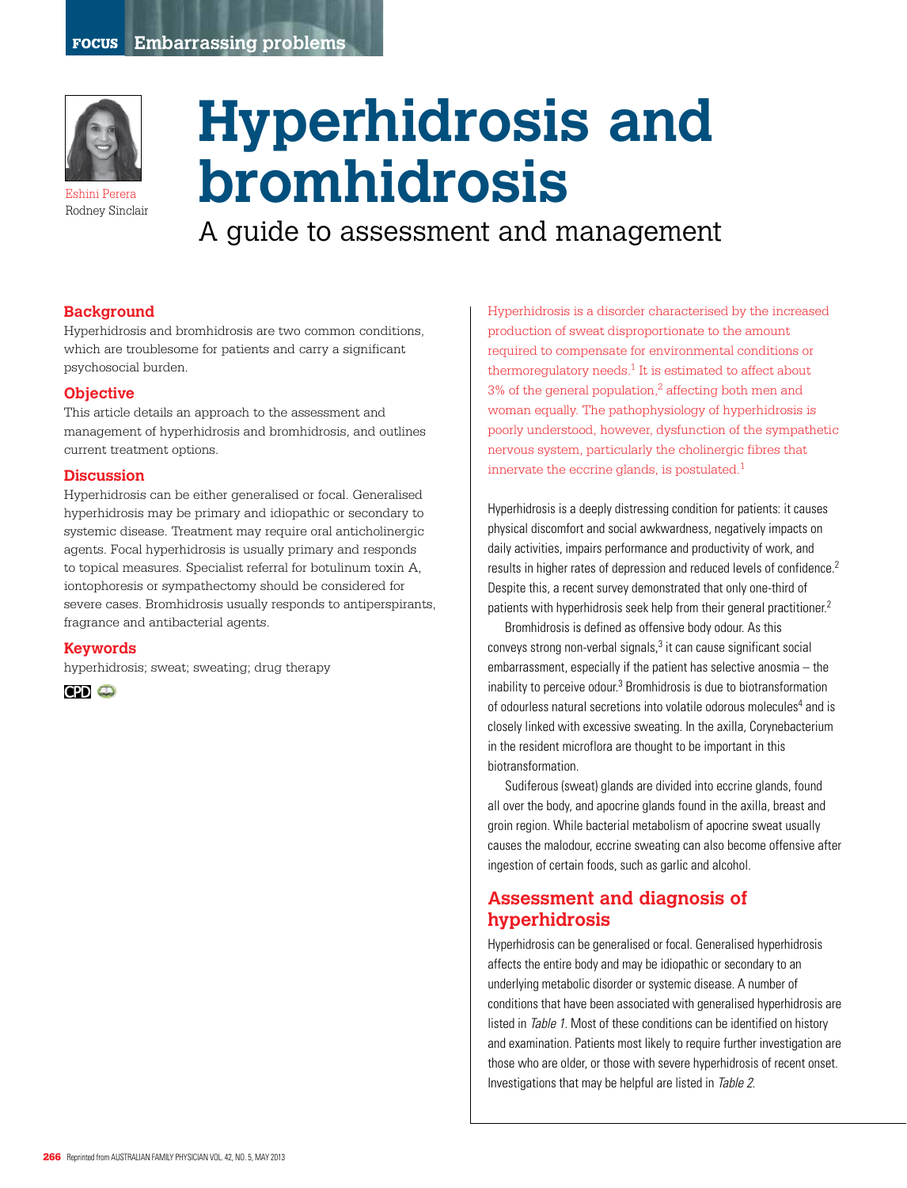FOCUS Embarrassing problems

Eshini Perera
Rodney Sinclair

# Hyperhidrosis and bromhidrosis

## A guide to assessment and management

### Background

Hyperhidrosis and bromhidrosis are two common conditions, which are troublesome for patients and carry a significant psychosocial burden.

### Objective

This article details an approach to the assessment and management of hyperhidrosis and bromhidrosis, and outlines current treatment options.

### Discussion

Hyperhidrosis can be either generalised or focal. Generalised hyperhidrosis may be primary and idiopathic or secondary to systemic disease. Treatment may require oral anticholinergic agents. Focal hyperhidrosis is usually primary and responds to topical measures. Specialist referral for botulinum toxin A, iontophoresis or sympathectomy should be considered for severe cases. Bromhidrosis usually responds to antiperspirants, fragrance and antibacterial agents.

### Keywords

hyperhidrosis; sweat; sweating; drug therapy

CPD

Hyperhidrosis is a disorder characterised by the increased production of sweat disproportionate to the amount required to compensate for environmental conditions or thermoregulatory needs.[1] It is estimated to affect about 3% of the general population,[2] affecting both men and woman equally. The pathophysiology of hyperhidrosis is poorly understood, however, dysfunction of the sympathetic nervous system, particularly the cholinergic fibres that innervate the eccrine glands, is postulated.[1]

Hyperhidrosis is a deeply distressing condition for patients: it causes physical discomfort and social awkwardness, negatively impacts on daily activities, impairs performance and productivity of work, and results in higher rates of depression and reduced levels of confidence.[2] Despite this, a recent survey demonstrated that only one-third of patients with hyperhidrosis seek help from their general practitioner.[2]

Bromhidrosis is defined as offensive body odour. As this conveys strong non-verbal signals,[3] it can cause significant social embarrassment, especially if the patient has selective anosmia – the inability to perceive odour.[3] Bromhidrosis is due to biotransformation of odourless natural secretions into volatile odorous molecules[4] and is closely linked with excessive sweating. In the axilla, Corynebacterium in the resident microflora are thought to be important in this biotransformation.

Sudiferous (sweat) glands are divided into eccrine glands, found all over the body, and apocrine glands found in the axilla, breast and groin region. While bacterial metabolism of apocrine sweat usually causes the malodour, eccrine sweating can also become offensive after ingestion of certain foods, such as garlic and alcohol.

## Assessment and diagnosis of hyperhidrosis

Hyperhidrosis can be generalised or focal. Generalised hyperhidrosis affects the entire body and may be idiopathic or secondary to an underlying metabolic disorder or systemic disease. A number of conditions that have been associated with generalised hyperhidrosis are listed in *Table 1*. Most of these conditions can be identified on history and examination. Patients most likely to require further investigation are those who are older, or those with severe hyperhidrosis of recent onset. Investigations that may be helpful are listed in *Table 2*.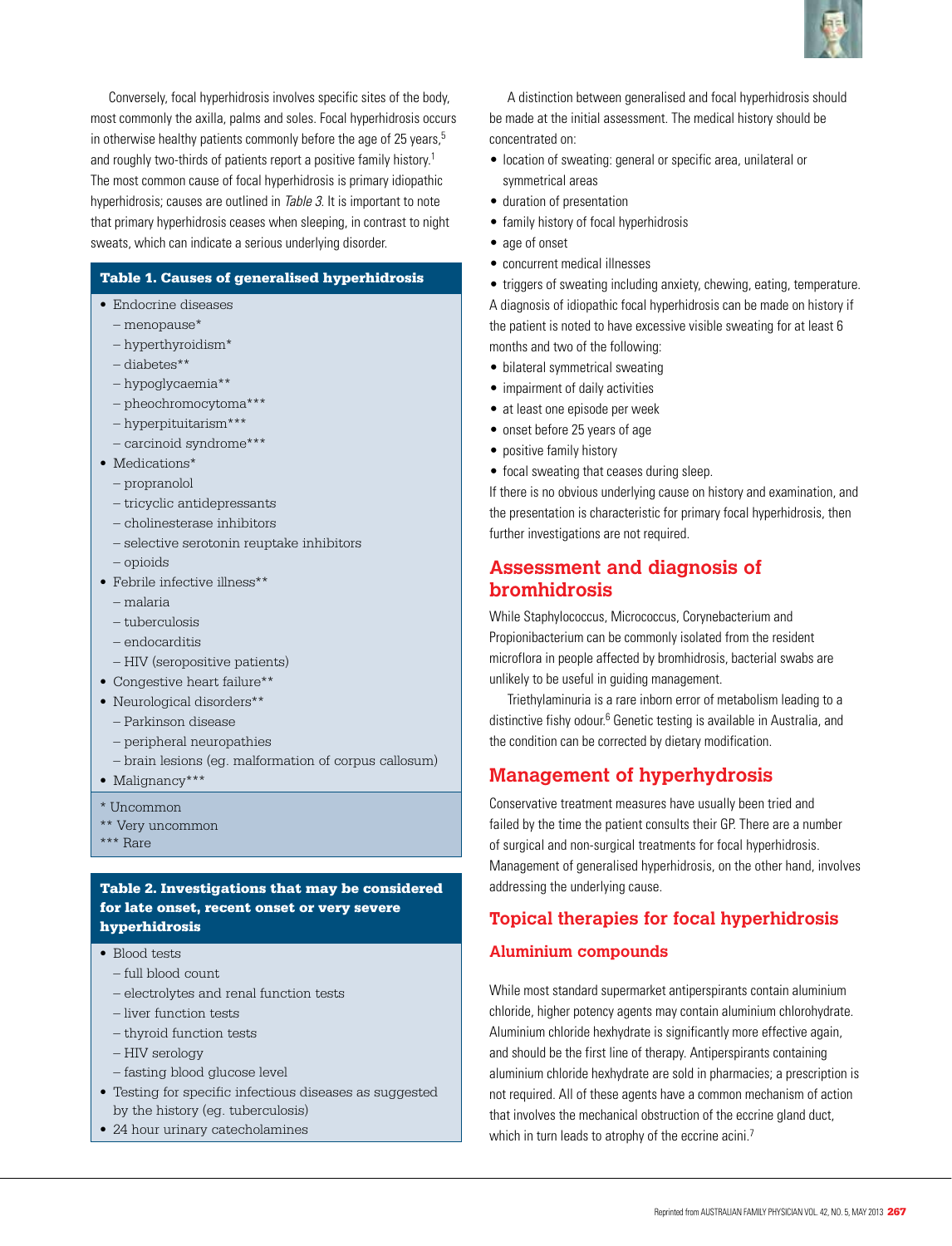Conversely, focal hyperhidrosis involves specific sites of the body, most commonly the axilla, palms and soles. Focal hyperhidrosis occurs in otherwise healthy patients commonly before the age of 25 years,[5] and roughly two-thirds of patients report a positive family history.[1] The most common cause of focal hyperhidrosis is primary idiopathic hyperhidrosis; causes are outlined in *Table 3*. It is important to note that primary hyperhidrosis ceases when sleeping, in contrast to night sweats, which can indicate a serious underlying disorder.

**Table 1. Causes of generalised hyperhidrosis**

- Endocrine diseases
  - menopause*
  - hyperthyroidism*
  - diabetes**
  - hypoglycaemia**
  - pheochromocytoma***
  - hyperpituitarism***
  - carcinoid syndrome***
- Medications*
  - propranolol
  - tricyclic antidepressants
  - cholinesterase inhibitors
  - selective serotonin reuptake inhibitors
  - opioids
- Febrile infective illness**
  - malaria
  - tuberculosis
  - endocarditis
  - HIV (seropositive patients)
- Congestive heart failure**
- Neurological disorders**
  - Parkinson disease
  - peripheral neuropathies
  - brain lesions (eg. malformation of corpus callosum)
- Malignancy***

\* Uncommon
** Very uncommon
*** Rare

**Table 2. Investigations that may be considered for late onset, recent onset or very severe hyperhidrosis**

- Blood tests
  - full blood count
  - electrolytes and renal function tests
  - liver function tests
  - thyroid function tests
  - HIV serology
  - fasting blood glucose level
- Testing for specific infectious diseases as suggested by the history (eg. tuberculosis)
- 24 hour urinary catecholamines

A distinction between generalised and focal hyperhidrosis should be made at the initial assessment. The medical history should be concentrated on:

- location of sweating: general or specific area, unilateral or symmetrical areas
- duration of presentation
- family history of focal hyperhidrosis
- age of onset
- concurrent medical illnesses
- triggers of sweating including anxiety, chewing, eating, temperature.

A diagnosis of idiopathic focal hyperhidrosis can be made on history if the patient is noted to have excessive visible sweating for at least 6 months and two of the following:

- bilateral symmetrical sweating
- impairment of daily activities
- at least one episode per week
- onset before 25 years of age
- positive family history
- focal sweating that ceases during sleep.

If there is no obvious underlying cause on history and examination, and the presentation is characteristic for primary focal hyperhidrosis, then further investigations are not required.

## Assessment and diagnosis of bromhidrosis

While Staphylococcus, Micrococcus, Corynebacterium and Propionibacterium can be commonly isolated from the resident microflora in people affected by bromhidrosis, bacterial swabs are unlikely to be useful in guiding management.

Triethylaminuria is a rare inborn error of metabolism leading to a distinctive fishy odour.[6] Genetic testing is available in Australia, and the condition can be corrected by dietary modification.

## Management of hyperhydrosis

Conservative treatment measures have usually been tried and failed by the time the patient consults their GP. There are a number of surgical and non-surgical treatments for focal hyperhidrosis. Management of generalised hyperhidrosis, on the other hand, involves addressing the underlying cause.

## Topical therapies for focal hyperhidrosis

### Aluminium compounds

While most standard supermarket antiperspirants contain aluminium chloride, higher potency agents may contain aluminium chlorohydrate. Aluminium chloride hexhydrate is significantly more effective again, and should be the first line of therapy. Antiperspirants containing aluminium chloride hexhydrate are sold in pharmacies; a prescription is not required. All of these agents have a common mechanism of action that involves the mechanical obstruction of the eccrine gland duct, which in turn leads to atrophy of the eccrine acini.[7]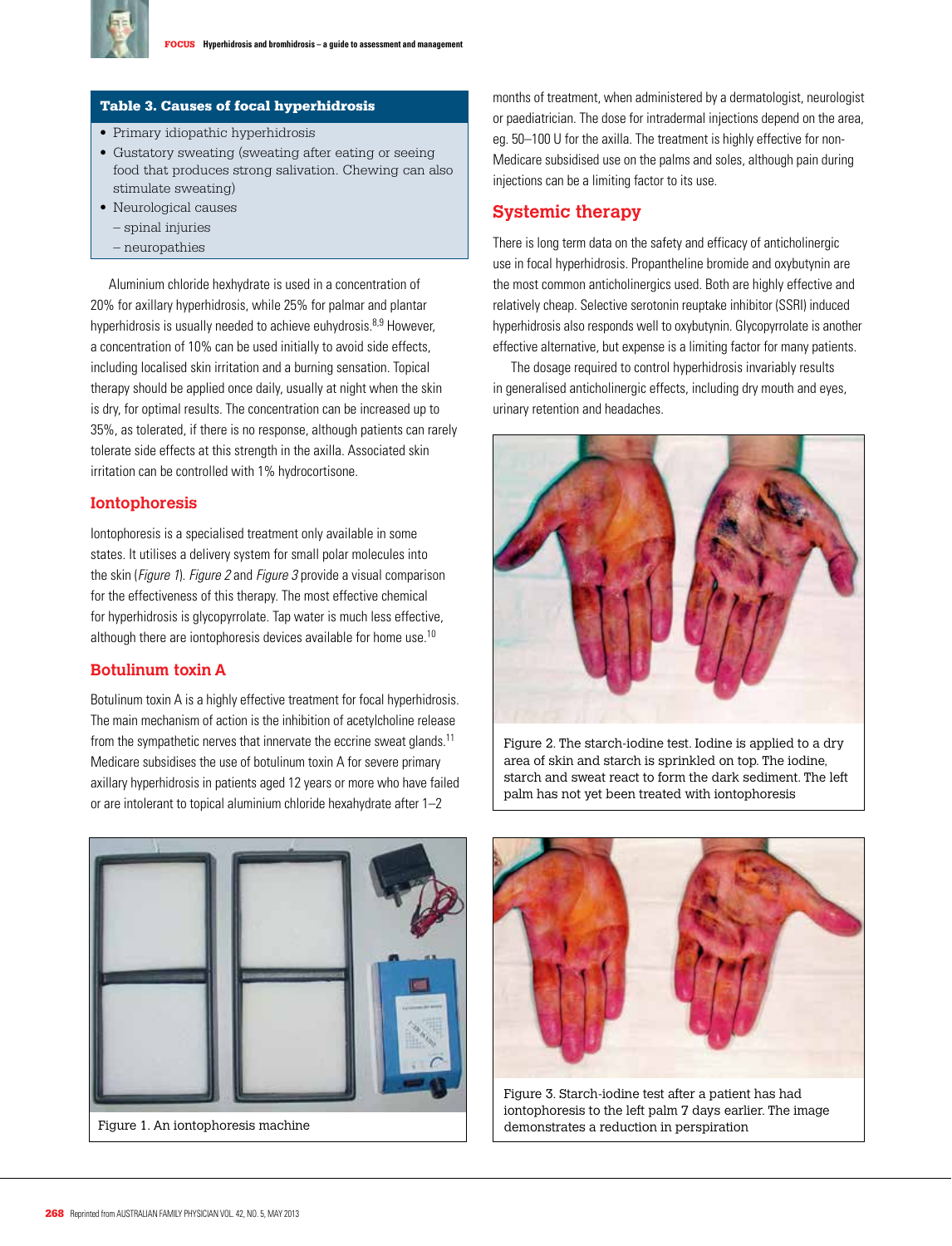| Table 3. Causes of focal hyperhidrosis |
| --- |
| • Primary idiopathic hyperhidrosis<br>• Gustatory sweating (sweating after eating or seeing food that produces strong salivation. Chewing can also stimulate sweating)<br>• Neurological causes<br>  – spinal injuries<br>  – neuropathies |

Aluminium chloride hexhydrate is used in a concentration of 20% for axillary hyperhidrosis, while 25% for palmar and plantar hyperhidrosis is usually needed to achieve euhydrosis.[8,9] However, a concentration of 10% can be used initially to avoid side effects, including localised skin irritation and a burning sensation. Topical therapy should be applied once daily, usually at night when the skin is dry, for optimal results. The concentration can be increased up to 35%, as tolerated, if there is no response, although patients can rarely tolerate side effects at this strength in the axilla. Associated skin irritation can be controlled with 1% hydrocortisone.

## Iontophoresis

Iontophoresis is a specialised treatment only available in some states. It utilises a delivery system for small polar molecules into the skin (*Figure 1*). *Figure 2* and *Figure 3* provide a visual comparison for the effectiveness of this therapy. The most effective chemical for hyperhidrosis is glycopyrrolate. Tap water is much less effective, although there are iontophoresis devices available for home use.[10]

## Botulinum toxin A

Botulinum toxin A is a highly effective treatment for focal hyperhidrosis. The main mechanism of action is the inhibition of acetylcholine release from the sympathetic nerves that innervate the eccrine sweat glands.[11] Medicare subsidises the use of botulinum toxin A for severe primary axillary hyperhidrosis in patients aged 12 years or more who have failed or are intolerant to topical aluminium chloride hexahydrate after 1–2 months of treatment, when administered by a dermatologist, neurologist or paediatrician. The dose for intradermal injections depend on the area, eg. 50–100 U for the axilla. The treatment is highly effective for non-Medicare subsidised use on the palms and soles, although pain during injections can be a limiting factor to its use.

## Systemic therapy

There is long term data on the safety and efficacy of anticholinergic use in focal hyperhidrosis. Propantheline bromide and oxybutynin are the most common anticholinergics used. Both are highly effective and relatively cheap. Selective serotonin reuptake inhibitor (SSRI) induced hyperhidrosis also responds well to oxybutynin. Glycopyrrolate is another effective alternative, but expense is a limiting factor for many patients.

The dosage required to control hyperhidrosis invariably results in generalised anticholinergic effects, including dry mouth and eyes, urinary retention and headaches.

Figure 2. The starch-iodine test. Iodine is applied to a dry area of skin and starch is sprinkled on top. The iodine, starch and sweat react to form the dark sediment. The left palm has not yet been treated with iontophoresis

Figure 1. An iontophoresis machine

Figure 3. Starch-iodine test after a patient has had iontophoresis to the left palm 7 days earlier. The image demonstrates a reduction in perspiration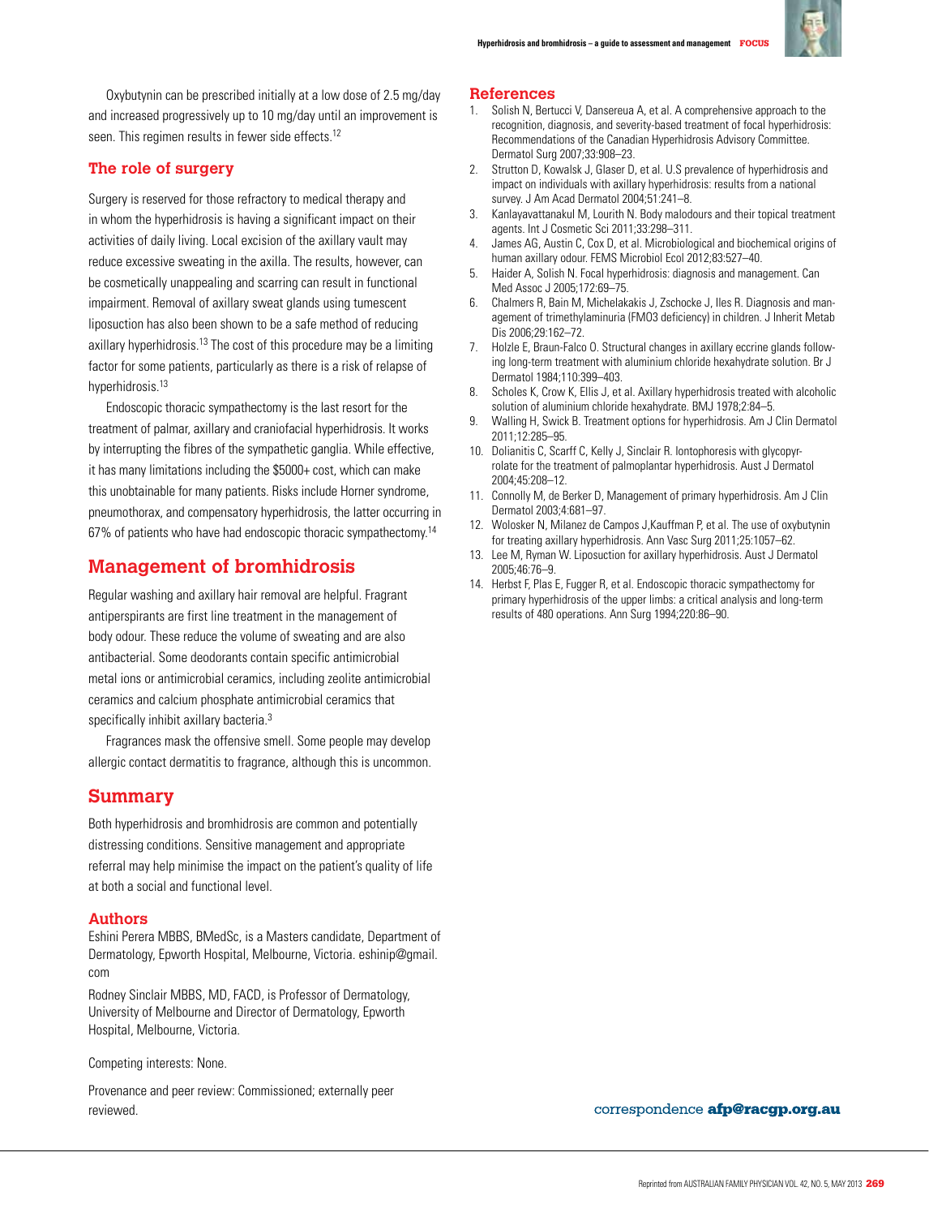Oxybutynin can be prescribed initially at a low dose of 2.5 mg/day and increased progressively up to 10 mg/day until an improvement is seen. This regimen results in fewer side effects.[12]

## The role of surgery

Surgery is reserved for those refractory to medical therapy and in whom the hyperhidrosis is having a significant impact on their activities of daily living. Local excision of the axillary vault may reduce excessive sweating in the axilla. The results, however, can be cosmetically unappealing and scarring can result in functional impairment. Removal of axillary sweat glands using tumescent liposuction has also been shown to be a safe method of reducing axillary hyperhidrosis.[13] The cost of this procedure may be a limiting factor for some patients, particularly as there is a risk of relapse of hyperhidrosis.[13]

Endoscopic thoracic sympathectomy is the last resort for the treatment of palmar, axillary and craniofacial hyperhidrosis. It works by interrupting the fibres of the sympathetic ganglia. While effective, it has many limitations including the $5000+ cost, which can make this unobtainable for many patients. Risks include Horner syndrome, pneumothorax, and compensatory hyperhidrosis, the latter occurring in 67% of patients who have had endoscopic thoracic sympathectomy.[14]

# Management of bromhidrosis

Regular washing and axillary hair removal are helpful. Fragrant antiperspirants are first line treatment in the management of body odour. These reduce the volume of sweating and are also antibacterial. Some deodorants contain specific antimicrobial metal ions or antimicrobial ceramics, including zeolite antimicrobial ceramics and calcium phosphate antimicrobial ceramics that specifically inhibit axillary bacteria.[3]

Fragrances mask the offensive smell. Some people may develop allergic contact dermatitis to fragrance, although this is uncommon.

# Summary

Both hyperhidrosis and bromhidrosis are common and potentially distressing conditions. Sensitive management and appropriate referral may help minimise the impact on the patient's quality of life at both a social and functional level.

## Authors

Eshini Perera MBBS, BMedSc, is a Masters candidate, Department of Dermatology, Epworth Hospital, Melbourne, Victoria. eshinip@gmail.com

Rodney Sinclair MBBS, MD, FACD, is Professor of Dermatology, University of Melbourne and Director of Dermatology, Epworth Hospital, Melbourne, Victoria.

Competing interests: None.

Provenance and peer review: Commissioned; externally peer reviewed.

## References

1. Solish N, Bertucci V, Dansereua A, et al. A comprehensive approach to the recognition, diagnosis, and severity-based treatment of focal hyperhidrosis: Recommendations of the Canadian Hyperhidrosis Advisory Committee. Dermatol Surg 2007;33:908–23.
2. Strutton D, Kowalsk J, Glaser D, et al. U.S prevalence of hyperhidrosis and impact on individuals with axillary hyperhidrosis: results from a national survey. J Am Acad Dermatol 2004;51:241–8.
3. Kanlayavattanakul M, Lourith N. Body malodours and their topical treatment agents. Int J Cosmetic Sci 2011;33:298–311.
4. James AG, Austin C, Cox D, et al. Microbiological and biochemical origins of human axillary odour. FEMS Microbiol Ecol 2012;83:527–40.
5. Haider A, Solish N. Focal hyperhidrosis: diagnosis and management. Can Med Assoc J 2005;172:69–75.
6. Chalmers R, Bain M, Michelakakis J, Zschocke J, Iles R. Diagnosis and management of trimethylaminuria (FMO3 deficiency) in children. J Inherit Metab Dis 2006;29:162–72.
7. Holzle E, Braun-Falco O. Structural changes in axillary eccrine glands following long-term treatment with aluminium chloride hexahydrate solution. Br J Dermatol 1984;110:399–403.
8. Scholes K, Crow K, Ellis J, et al. Axillary hyperhidrosis treated with alcoholic solution of aluminium chloride hexahydrate. BMJ 1978;2:84–5.
9. Walling H, Swick B. Treatment options for hyperhidrosis. Am J Clin Dermatol 2011;12:285–95.
10. Dolianitis C, Scarff C, Kelly J, Sinclair R. Iontophoresis with glycopyrrolate for the treatment of palmoplantar hyperhidrosis. Aust J Dermatol 2004;45:208–12.
11. Connolly M, de Berker D, Management of primary hyperhidrosis. Am J Clin Dermatol 2003;4:681–97.
12. Wolosker N, Milanez de Campos J,Kauffman P, et al. The use of oxybutynin for treating axillary hyperhidrosis. Ann Vasc Surg 2011;25:1057–62.
13. Lee M, Ryman W. Liposuction for axillary hyperhidrosis. Aust J Dermatol 2005;46:76–9.
14. Herbst F, Plas E, Fugger R, et al. Endoscopic thoracic sympathectomy for primary hyperhidrosis of the upper limbs: a critical analysis and long-term results of 480 operations. Ann Surg 1994;220:86–90.

correspondence **afp@racgp.org.au**